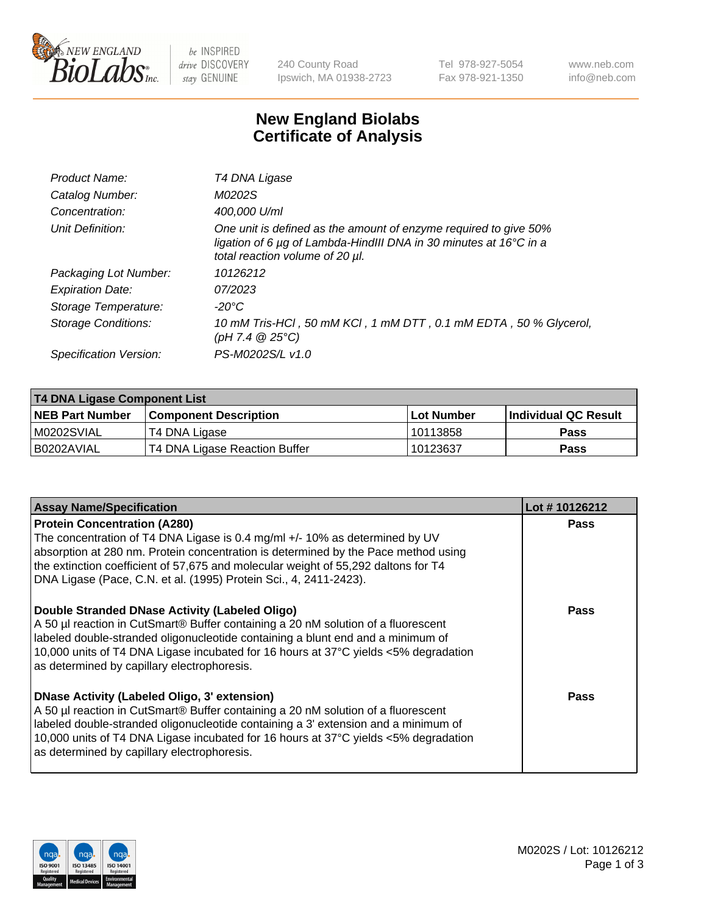# New England Biolabs Certificate of Analysis

| | |
|---|---|
| *Product Name:* | *T4 DNA Ligase* |
| *Catalog Number:* | *M0202S* |
| *Concentration:* | *400,000 U/ml* |
| *Unit Definition:* | *One unit is defined as the amount of enzyme required to give 50% ligation of 6 µg of Lambda-HindIII DNA in 30 minutes at 16°C in a total reaction volume of 20 µl.* |
| *Packaging Lot Number:* | *10126212* |
| *Expiration Date:* | *07/2023* |
| *Storage Temperature:* | *-20°C* |
| *Storage Conditions:* | *10 mM Tris-HCl , 50 mM KCl , 1 mM DTT , 0.1 mM EDTA , 50 % Glycerol, (pH 7.4 @ 25°C)* |
| *Specification Version:* | *PS-M0202S/L v1.0* |

**T4 DNA Ligase Component List**

| NEB Part Number | Component Description | Lot Number | Individual QC Result |
|---|---|---|---|
| M0202SVIAL | T4 DNA Ligase | 10113858 | Pass |
| B0202AVIAL | T4 DNA Ligase Reaction Buffer | 10123637 | Pass |

| Assay Name/Specification | Lot # 10126212 |
|---|---|
| **Protein Concentration (A280)**<br>The concentration of T4 DNA Ligase is 0.4 mg/ml +/- 10% as determined by UV absorption at 280 nm. Protein concentration is determined by the Pace method using the extinction coefficient of 57,675 and molecular weight of 55,292 daltons for T4 DNA Ligase (Pace, C.N. et al. (1995) Protein Sci., 4, 2411-2423). | Pass |
| **Double Stranded DNase Activity (Labeled Oligo)**<br>A 50 µl reaction in CutSmart® Buffer containing a 20 nM solution of a fluorescent labeled double-stranded oligonucleotide containing a blunt end and a minimum of 10,000 units of T4 DNA Ligase incubated for 16 hours at 37°C yields <5% degradation as determined by capillary electrophoresis. | Pass |
| **DNase Activity (Labeled Oligo, 3' extension)**<br>A 50 µl reaction in CutSmart® Buffer containing a 20 nM solution of a fluorescent labeled double-stranded oligonucleotide containing a 3' extension and a minimum of 10,000 units of T4 DNA Ligase incubated for 16 hours at 37°C yields <5% degradation as determined by capillary electrophoresis. | Pass |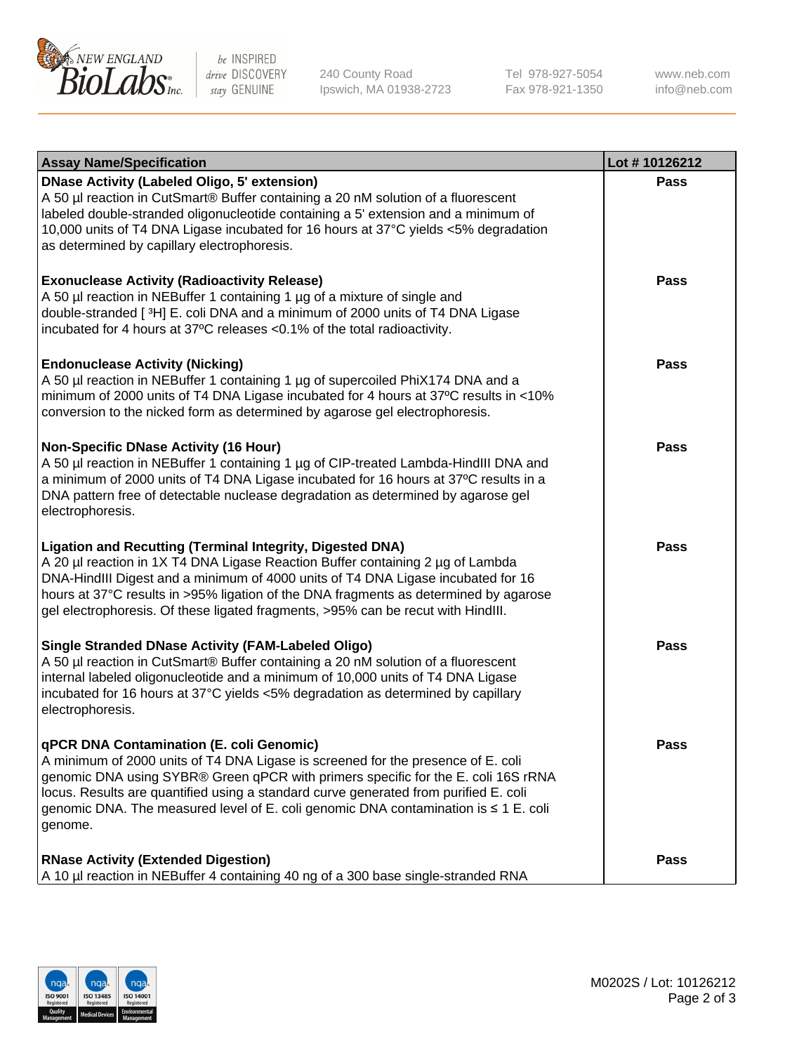| Assay Name/Specification | Lot # 10126212 |
|---|---|
| **DNase Activity (Labeled Oligo, 5' extension)** A 50 µl reaction in CutSmart® Buffer containing a 20 nM solution of a fluorescent labeled double-stranded oligonucleotide containing a 5' extension and a minimum of 10,000 units of T4 DNA Ligase incubated for 16 hours at 37°C yields <5% degradation as determined by capillary electrophoresis. | **Pass** |
| **Exonuclease Activity (Radioactivity Release)** A 50 µl reaction in NEBuffer 1 containing 1 µg of a mixture of single and double-stranded [ $^{3}$H] E. coli DNA and a minimum of 2000 units of T4 DNA Ligase incubated for 4 hours at 37ºC releases <0.1% of the total radioactivity. | **Pass** |
| **Endonuclease Activity (Nicking)** A 50 µl reaction in NEBuffer 1 containing 1 µg of supercoiled PhiX174 DNA and a minimum of 2000 units of T4 DNA Ligase incubated for 4 hours at 37ºC results in <10% conversion to the nicked form as determined by agarose gel electrophoresis. | **Pass** |
| **Non-Specific DNase Activity (16 Hour)** A 50 µl reaction in NEBuffer 1 containing 1 µg of CIP-treated Lambda-HindIII DNA and a minimum of 2000 units of T4 DNA Ligase incubated for 16 hours at 37ºC results in a DNA pattern free of detectable nuclease degradation as determined by agarose gel electrophoresis. | **Pass** |
| **Ligation and Recutting (Terminal Integrity, Digested DNA)** A 20 µl reaction in 1X T4 DNA Ligase Reaction Buffer containing 2 µg of Lambda DNA-HindIII Digest and a minimum of 4000 units of T4 DNA Ligase incubated for 16 hours at 37°C results in >95% ligation of the DNA fragments as determined by agarose gel electrophoresis. Of these ligated fragments, >95% can be recut with HindIII. | **Pass** |
| **Single Stranded DNase Activity (FAM-Labeled Oligo)** A 50 µl reaction in CutSmart® Buffer containing a 20 nM solution of a fluorescent internal labeled oligonucleotide and a minimum of 10,000 units of T4 DNA Ligase incubated for 16 hours at 37°C yields <5% degradation as determined by capillary electrophoresis. | **Pass** |
| **qPCR DNA Contamination (E. coli Genomic)** A minimum of 2000 units of T4 DNA Ligase is screened for the presence of E. coli genomic DNA using SYBR® Green qPCR with primers specific for the E. coli 16S rRNA locus. Results are quantified using a standard curve generated from purified E. coli genomic DNA. The measured level of E. coli genomic DNA contamination is ≤ 1 E. coli genome. | **Pass** |
| **RNase Activity (Extended Digestion)** A 10 µl reaction in NEBuffer 4 containing 40 ng of a 300 base single-stranded RNA | **Pass** |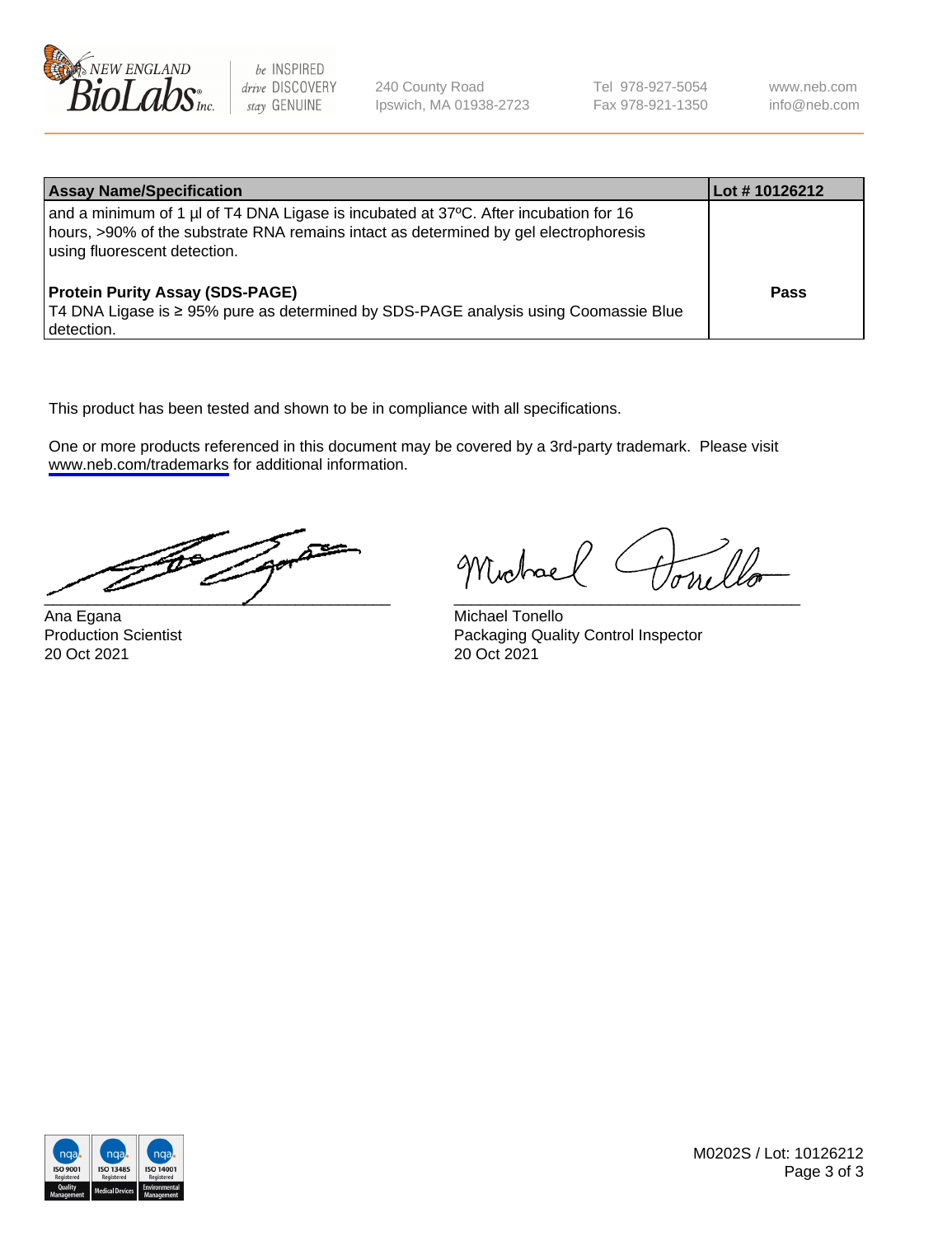| Assay Name/Specification | Lot # 10126212 |
| --- | --- |
| and a minimum of 1 µl of T4 DNA Ligase is incubated at 37ºC. After incubation for 16 hours, >90% of the substrate RNA remains intact as determined by gel electrophoresis using fluorescent detection. | |
| **Protein Purity Assay (SDS-PAGE)**<br>T4 DNA Ligase is ≥ 95% pure as determined by SDS-PAGE analysis using Coomassie Blue detection. | **Pass** |

This product has been tested and shown to be in compliance with all specifications.

One or more products referenced in this document may be covered by a 3rd-party trademark. Please visit www.neb.com/trademarks for additional information.

Ana Egana
Production Scientist
20 Oct 2021

Michael Tonello
Packaging Quality Control Inspector
20 Oct 2021

M0202S / Lot: 10126212